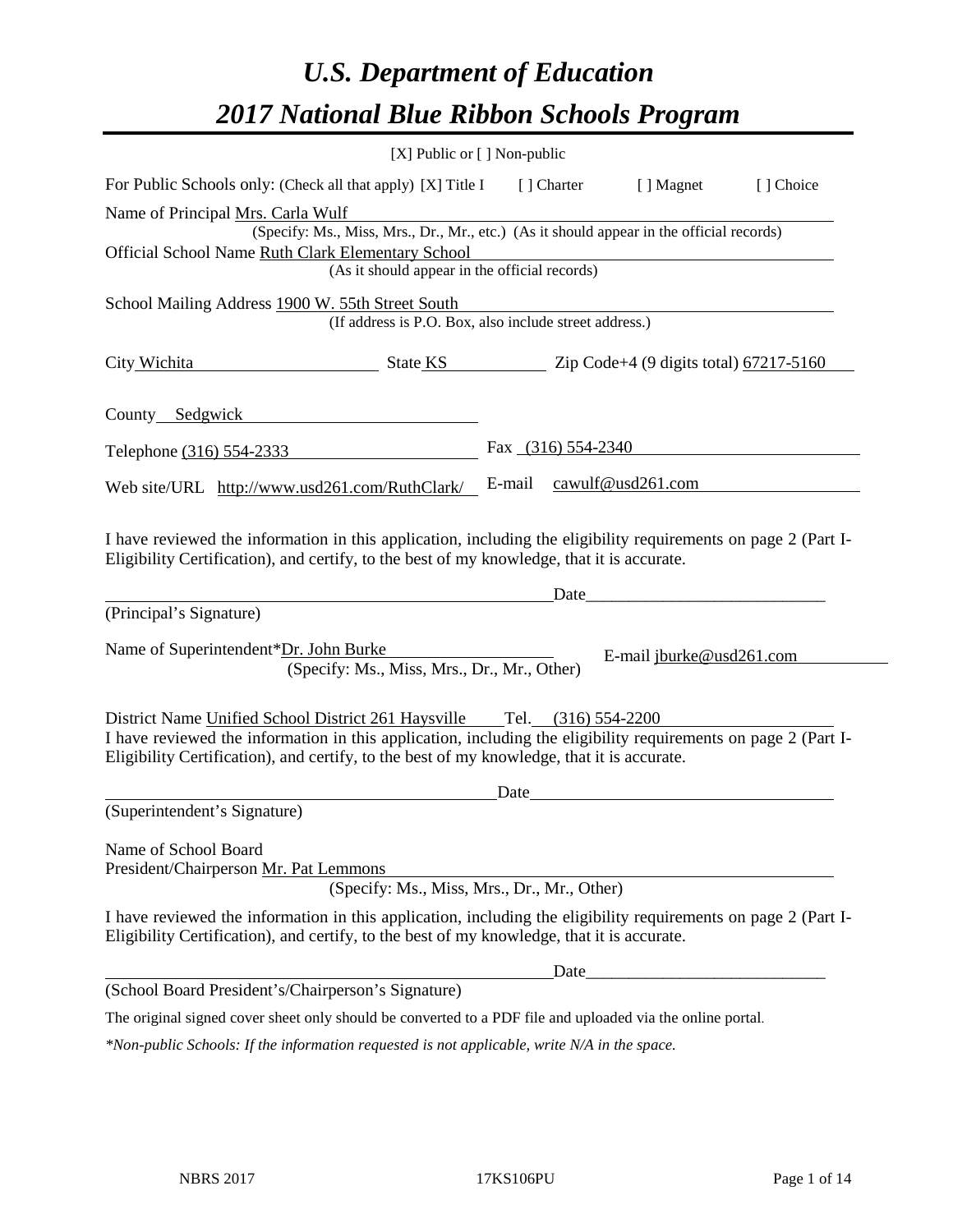# *U.S. Department of Education*
# *2017 National Blue Ribbon Schools Program*

[X] Public or [ ] Non-public

For Public Schools only: (Check all that apply) [X] Title I [ ] Charter [ ] Magnet [ ] Choice

Name of Principal Mrs. Carla Wulf
(Specify: Ms., Miss, Mrs., Dr., Mr., etc.) (As it should appear in the official records)

Official School Name Ruth Clark Elementary School
(As it should appear in the official records)

School Mailing Address 1900 W. 55th Street South
(If address is P.O. Box, also include street address.)

City Wichita State KS Zip Code+4 (9 digits total) 67217-5160

County Sedgwick

Telephone (316) 554-2333 Fax (316) 554-2340

Web site/URL http://www.usd261.com/RuthClark/ E-mail cawulf@usd261.com

I have reviewed the information in this application, including the eligibility requirements on page 2 (Part I-Eligibility Certification), and certify, to the best of my knowledge, that it is accurate.

_________________________________________ Date___________________________

(Principal's Signature)

Name of Superintendent*Dr. John Burke E-mail jburke@usd261.com
(Specify: Ms., Miss, Mrs., Dr., Mr., Other)

District Name Unified School District 261 Haysville Tel. (316) 554-2200

I have reviewed the information in this application, including the eligibility requirements on page 2 (Part I-Eligibility Certification), and certify, to the best of my knowledge, that it is accurate.

_________________________________________ Date___________________________

(Superintendent's Signature)

Name of School Board
President/Chairperson Mr. Pat Lemmons
(Specify: Ms., Miss, Mrs., Dr., Mr., Other)

I have reviewed the information in this application, including the eligibility requirements on page 2 (Part I-Eligibility Certification), and certify, to the best of my knowledge, that it is accurate.

_________________________________________ Date___________________________

(School Board President's/Chairperson's Signature)

The original signed cover sheet only should be converted to a PDF file and uploaded via the online portal.

*\*Non-public Schools: If the information requested is not applicable, write N/A in the space.*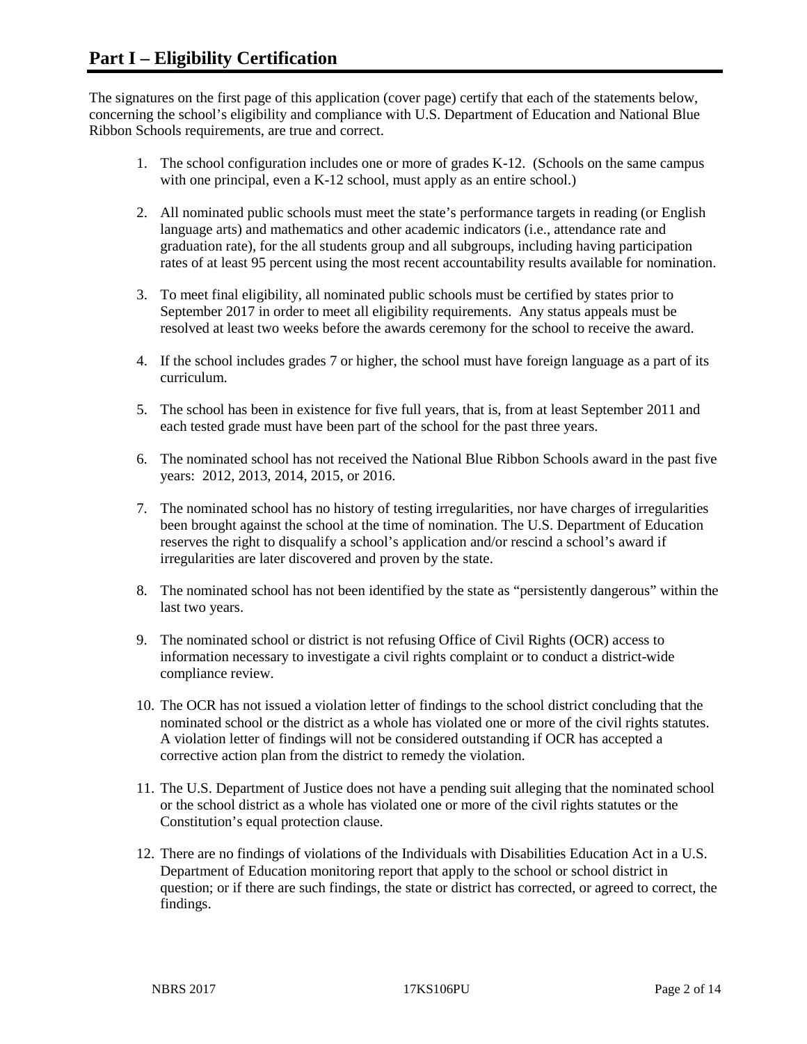# Part I – Eligibility Certification

The signatures on the first page of this application (cover page) certify that each of the statements below, concerning the school's eligibility and compliance with U.S. Department of Education and National Blue Ribbon Schools requirements, are true and correct.

1. The school configuration includes one or more of grades K-12. (Schools on the same campus with one principal, even a K-12 school, must apply as an entire school.)
2. All nominated public schools must meet the state's performance targets in reading (or English language arts) and mathematics and other academic indicators (i.e., attendance rate and graduation rate), for the all students group and all subgroups, including having participation rates of at least 95 percent using the most recent accountability results available for nomination.
3. To meet final eligibility, all nominated public schools must be certified by states prior to September 2017 in order to meet all eligibility requirements. Any status appeals must be resolved at least two weeks before the awards ceremony for the school to receive the award.
4. If the school includes grades 7 or higher, the school must have foreign language as a part of its curriculum.
5. The school has been in existence for five full years, that is, from at least September 2011 and each tested grade must have been part of the school for the past three years.
6. The nominated school has not received the National Blue Ribbon Schools award in the past five years: 2012, 2013, 2014, 2015, or 2016.
7. The nominated school has no history of testing irregularities, nor have charges of irregularities been brought against the school at the time of nomination. The U.S. Department of Education reserves the right to disqualify a school's application and/or rescind a school's award if irregularities are later discovered and proven by the state.
8. The nominated school has not been identified by the state as "persistently dangerous" within the last two years.
9. The nominated school or district is not refusing Office of Civil Rights (OCR) access to information necessary to investigate a civil rights complaint or to conduct a district-wide compliance review.
10. The OCR has not issued a violation letter of findings to the school district concluding that the nominated school or the district as a whole has violated one or more of the civil rights statutes. A violation letter of findings will not be considered outstanding if OCR has accepted a corrective action plan from the district to remedy the violation.
11. The U.S. Department of Justice does not have a pending suit alleging that the nominated school or the school district as a whole has violated one or more of the civil rights statutes or the Constitution's equal protection clause.
12. There are no findings of violations of the Individuals with Disabilities Education Act in a U.S. Department of Education monitoring report that apply to the school or school district in question; or if there are such findings, the state or district has corrected, or agreed to correct, the findings.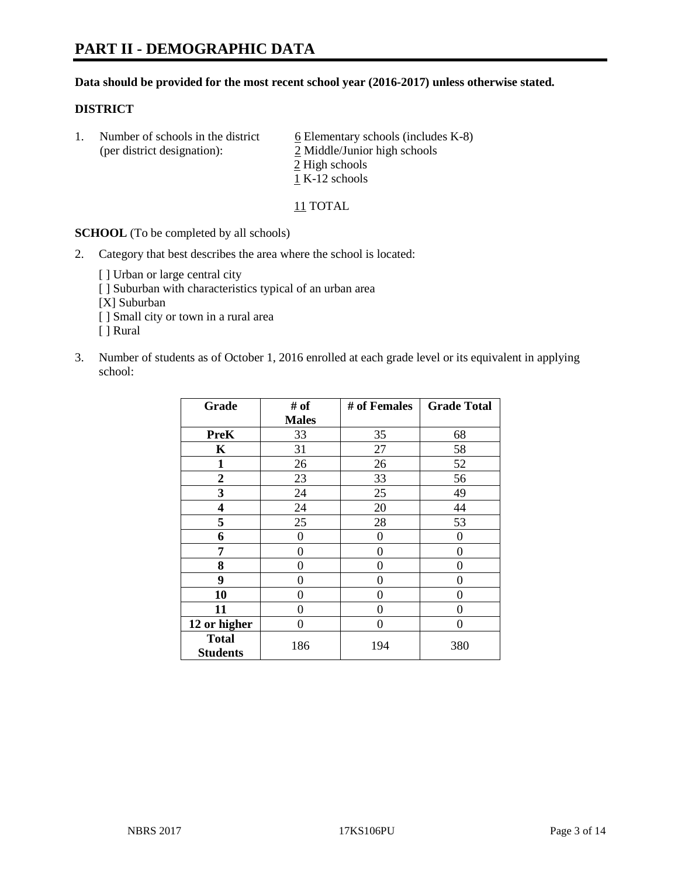# PART II - DEMOGRAPHIC DATA

**Data should be provided for the most recent school year (2016-2017) unless otherwise stated.**

**DISTRICT**

1. Number of schools in the district (per district designation):
   6 Elementary schools (includes K-8)
   2 Middle/Junior high schools
   2 High schools
   1 K-12 schools

   11 TOTAL

**SCHOOL** (To be completed by all schools)

2. Category that best describes the area where the school is located:

   [ ] Urban or large central city
   [ ] Suburban with characteristics typical of an urban area
   [X] Suburban
   [ ] Small city or town in a rural area
   [ ] Rural

3. Number of students as of October 1, 2016 enrolled at each grade level or its equivalent in applying school:

| Grade | # of Males | # of Females | Grade Total |
|---|---|---|---|
| **PreK** | 33 | 35 | 68 |
| **K** | 31 | 27 | 58 |
| **1** | 26 | 26 | 52 |
| **2** | 23 | 33 | 56 |
| **3** | 24 | 25 | 49 |
| **4** | 24 | 20 | 44 |
| **5** | 25 | 28 | 53 |
| **6** | 0 | 0 | 0 |
| **7** | 0 | 0 | 0 |
| **8** | 0 | 0 | 0 |
| **9** | 0 | 0 | 0 |
| **10** | 0 | 0 | 0 |
| **11** | 0 | 0 | 0 |
| **12 or higher** | 0 | 0 | 0 |
| **Total Students** | 186 | 194 | 380 |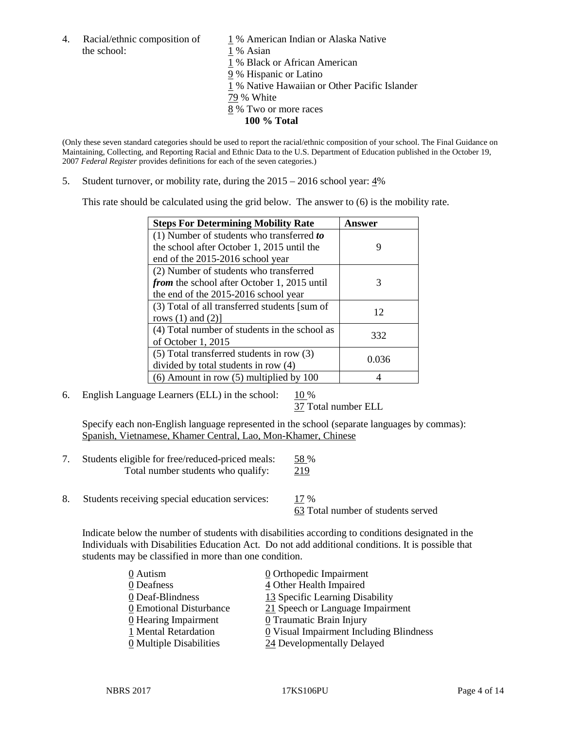4. Racial/ethnic composition of the school:

1 % American Indian or Alaska Native
1 % Asian
1 % Black or African American
9 % Hispanic or Latino
1 % Native Hawaiian or Other Pacific Islander
79 % White
8 % Two or more races
**100 % Total**

(Only these seven standard categories should be used to report the racial/ethnic composition of your school. The Final Guidance on Maintaining, Collecting, and Reporting Racial and Ethnic Data to the U.S. Department of Education published in the October 19, 2007 *Federal Register* provides definitions for each of the seven categories.)

5. Student turnover, or mobility rate, during the 2015 – 2016 school year: 4%

This rate should be calculated using the grid below. The answer to (6) is the mobility rate.

| **Steps For Determining Mobility Rate** | **Answer** |
|---|---|
| (1) Number of students who transferred ***to*** the school after October 1, 2015 until the end of the 2015-2016 school year | 9 |
| (2) Number of students who transferred ***from*** the school after October 1, 2015 until the end of the 2015-2016 school year | 3 |
| (3) Total of all transferred students [sum of rows (1) and (2)] | 12 |
| (4) Total number of students in the school as of October 1, 2015 | 332 |
| (5) Total transferred students in row (3) divided by total students in row (4) | 0.036 |
| (6) Amount in row (5) multiplied by 100 | 4 |

6. English Language Learners (ELL) in the school: 10 %
37 Total number ELL

Specify each non-English language represented in the school (separate languages by commas):
Spanish, Vietnamese, Khamer Central, Lao, Mon-Khamer, Chinese

7. Students eligible for free/reduced-priced meals: 58 %
Total number students who qualify: 219

8. Students receiving special education services: 17 %
63 Total number of students served

Indicate below the number of students with disabilities according to conditions designated in the Individuals with Disabilities Education Act. Do not add additional conditions. It is possible that students may be classified in more than one condition.

0 Autism
0 Deafness
0 Deaf-Blindness
0 Emotional Disturbance
0 Hearing Impairment
1 Mental Retardation
0 Multiple Disabilities
0 Orthopedic Impairment
4 Other Health Impaired
13 Specific Learning Disability
21 Speech or Language Impairment
0 Traumatic Brain Injury
0 Visual Impairment Including Blindness
24 Developmentally Delayed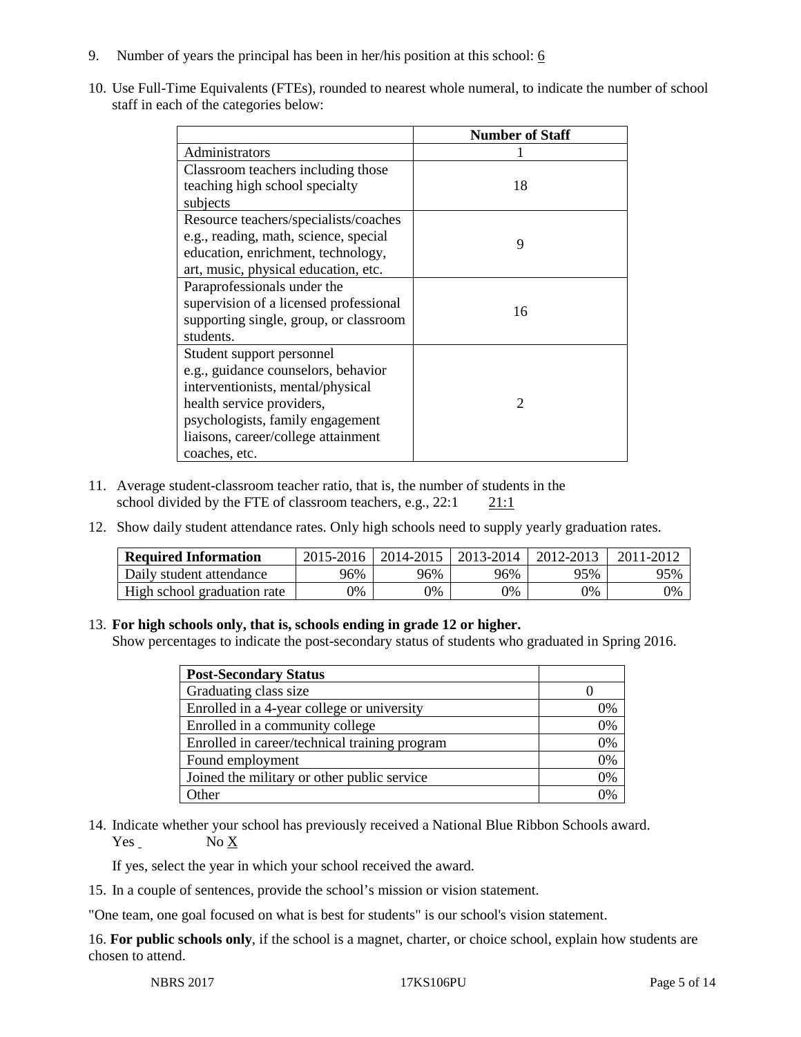9. Number of years the principal has been in her/his position at this school: 6

10. Use Full-Time Equivalents (FTEs), rounded to nearest whole numeral, to indicate the number of school staff in each of the categories below:

| | Number of Staff |
|---|---|
| Administrators | 1 |
| Classroom teachers including those teaching high school specialty subjects | 18 |
| Resource teachers/specialists/coaches e.g., reading, math, science, special education, enrichment, technology, art, music, physical education, etc. | 9 |
| Paraprofessionals under the supervision of a licensed professional supporting single, group, or classroom students. | 16 |
| Student support personnel e.g., guidance counselors, behavior interventionists, mental/physical health service providers, psychologists, family engagement liaisons, career/college attainment coaches, etc. | 2 |

11. Average student-classroom teacher ratio, that is, the number of students in the school divided by the FTE of classroom teachers, e.g., 22:1 21:1

12. Show daily student attendance rates. Only high schools need to supply yearly graduation rates.

| Required Information | 2015-2016 | 2014-2015 | 2013-2014 | 2012-2013 | 2011-2012 |
|---|---|---|---|---|---|
| Daily student attendance | 96% | 96% | 96% | 95% | 95% |
| High school graduation rate | 0% | 0% | 0% | 0% | 0% |

13. **For high schools only, that is, schools ending in grade 12 or higher.**
Show percentages to indicate the post-secondary status of students who graduated in Spring 2016.

| Post-Secondary Status | |
|---|---|
| Graduating class size | 0 |
| Enrolled in a 4-year college or university | 0% |
| Enrolled in a community college | 0% |
| Enrolled in career/technical training program | 0% |
| Found employment | 0% |
| Joined the military or other public service | 0% |
| Other | 0% |

14. Indicate whether your school has previously received a National Blue Ribbon Schools award.
Yes No X

If yes, select the year in which your school received the award.

15. In a couple of sentences, provide the school's mission or vision statement.

"One team, one goal focused on what is best for students" is our school's vision statement.

16. **For public schools only**, if the school is a magnet, charter, or choice school, explain how students are chosen to attend.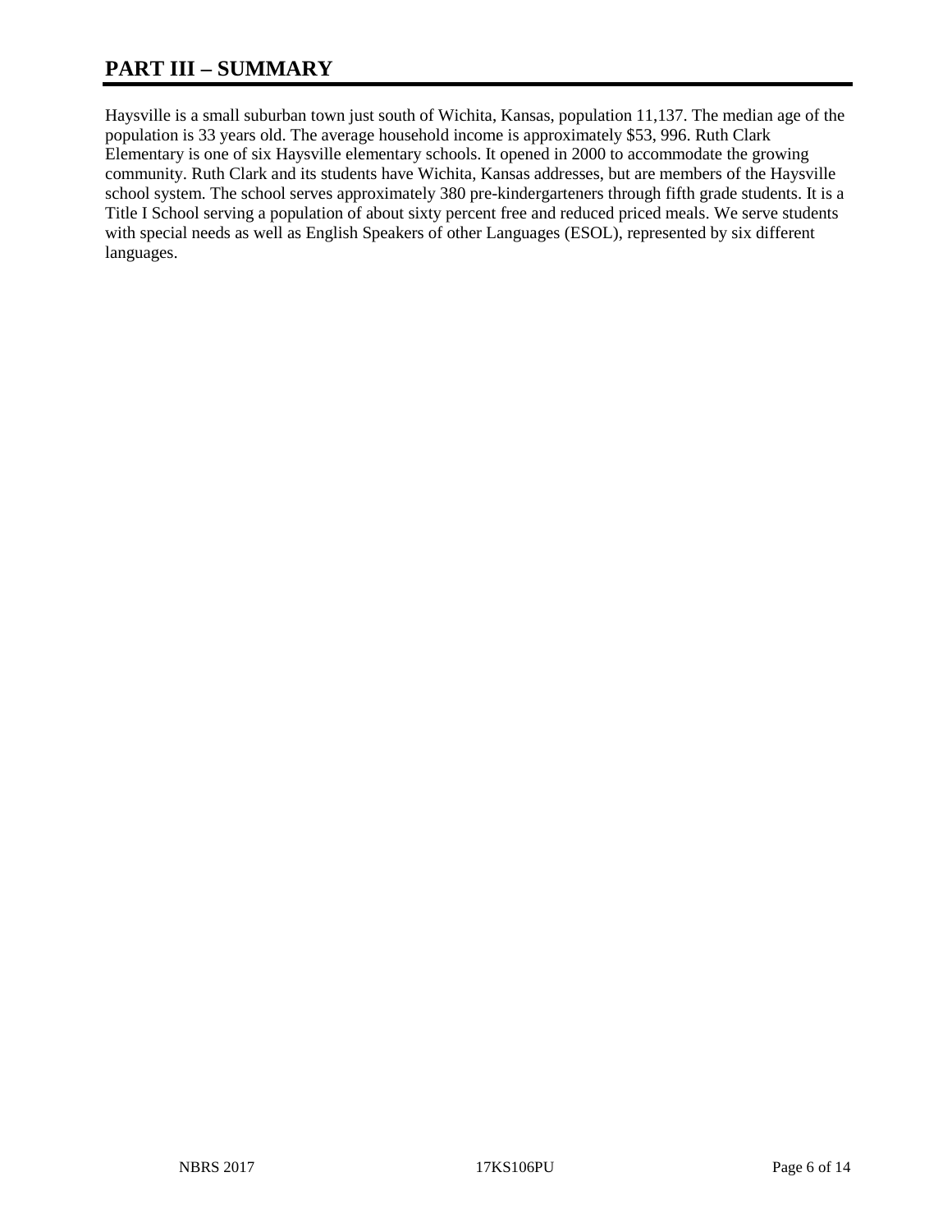# PART III – SUMMARY

Haysville is a small suburban town just south of Wichita, Kansas, population 11,137. The median age of the population is 33 years old. The average household income is approximately $53, 996. Ruth Clark Elementary is one of six Haysville elementary schools. It opened in 2000 to accommodate the growing community. Ruth Clark and its students have Wichita, Kansas addresses, but are members of the Haysville school system. The school serves approximately 380 pre-kindergarteners through fifth grade students. It is a Title I School serving a population of about sixty percent free and reduced priced meals. We serve students with special needs as well as English Speakers of other Languages (ESOL), represented by six different languages.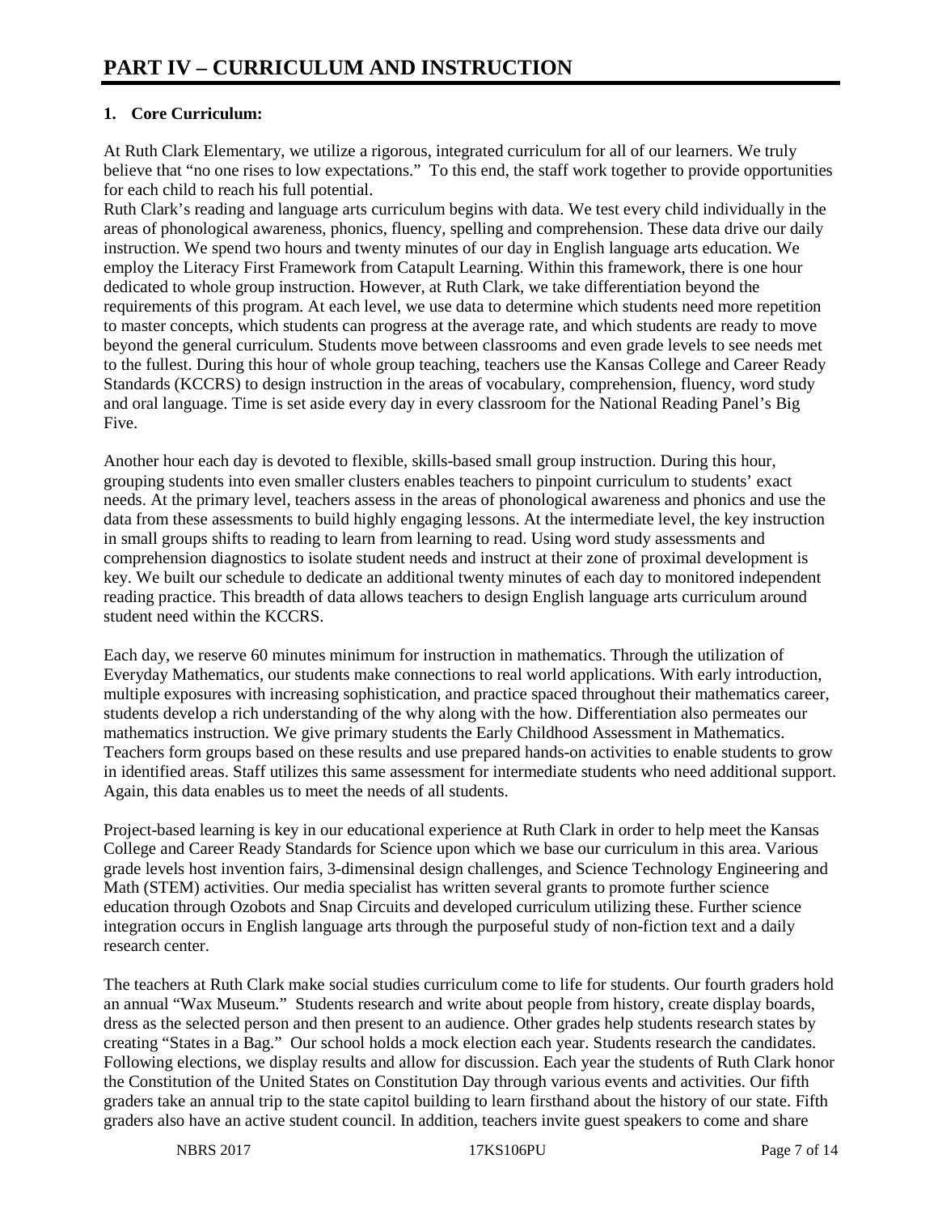# PART IV – CURRICULUM AND INSTRUCTION

**1. Core Curriculum:**

At Ruth Clark Elementary, we utilize a rigorous, integrated curriculum for all of our learners. We truly believe that "no one rises to low expectations." To this end, the staff work together to provide opportunities for each child to reach his full potential.

Ruth Clark's reading and language arts curriculum begins with data. We test every child individually in the areas of phonological awareness, phonics, fluency, spelling and comprehension. These data drive our daily instruction. We spend two hours and twenty minutes of our day in English language arts education. We employ the Literacy First Framework from Catapult Learning. Within this framework, there is one hour dedicated to whole group instruction. However, at Ruth Clark, we take differentiation beyond the requirements of this program. At each level, we use data to determine which students need more repetition to master concepts, which students can progress at the average rate, and which students are ready to move beyond the general curriculum. Students move between classrooms and even grade levels to see needs met to the fullest. During this hour of whole group teaching, teachers use the Kansas College and Career Ready Standards (KCCRS) to design instruction in the areas of vocabulary, comprehension, fluency, word study and oral language. Time is set aside every day in every classroom for the National Reading Panel's Big Five.

Another hour each day is devoted to flexible, skills-based small group instruction. During this hour, grouping students into even smaller clusters enables teachers to pinpoint curriculum to students' exact needs. At the primary level, teachers assess in the areas of phonological awareness and phonics and use the data from these assessments to build highly engaging lessons. At the intermediate level, the key instruction in small groups shifts to reading to learn from learning to read. Using word study assessments and comprehension diagnostics to isolate student needs and instruct at their zone of proximal development is key. We built our schedule to dedicate an additional twenty minutes of each day to monitored independent reading practice. This breadth of data allows teachers to design English language arts curriculum around student need within the KCCRS.

Each day, we reserve 60 minutes minimum for instruction in mathematics. Through the utilization of Everyday Mathematics, our students make connections to real world applications. With early introduction, multiple exposures with increasing sophistication, and practice spaced throughout their mathematics career, students develop a rich understanding of the why along with the how. Differentiation also permeates our mathematics instruction. We give primary students the Early Childhood Assessment in Mathematics. Teachers form groups based on these results and use prepared hands-on activities to enable students to grow in identified areas. Staff utilizes this same assessment for intermediate students who need additional support. Again, this data enables us to meet the needs of all students.

Project-based learning is key in our educational experience at Ruth Clark in order to help meet the Kansas College and Career Ready Standards for Science upon which we base our curriculum in this area. Various grade levels host invention fairs, 3-dimensinal design challenges, and Science Technology Engineering and Math (STEM) activities. Our media specialist has written several grants to promote further science education through Ozobots and Snap Circuits and developed curriculum utilizing these. Further science integration occurs in English language arts through the purposeful study of non-fiction text and a daily research center.

The teachers at Ruth Clark make social studies curriculum come to life for students. Our fourth graders hold an annual "Wax Museum." Students research and write about people from history, create display boards, dress as the selected person and then present to an audience. Other grades help students research states by creating "States in a Bag." Our school holds a mock election each year. Students research the candidates. Following elections, we display results and allow for discussion. Each year the students of Ruth Clark honor the Constitution of the United States on Constitution Day through various events and activities. Our fifth graders take an annual trip to the state capitol building to learn firsthand about the history of our state. Fifth graders also have an active student council. In addition, teachers invite guest speakers to come and share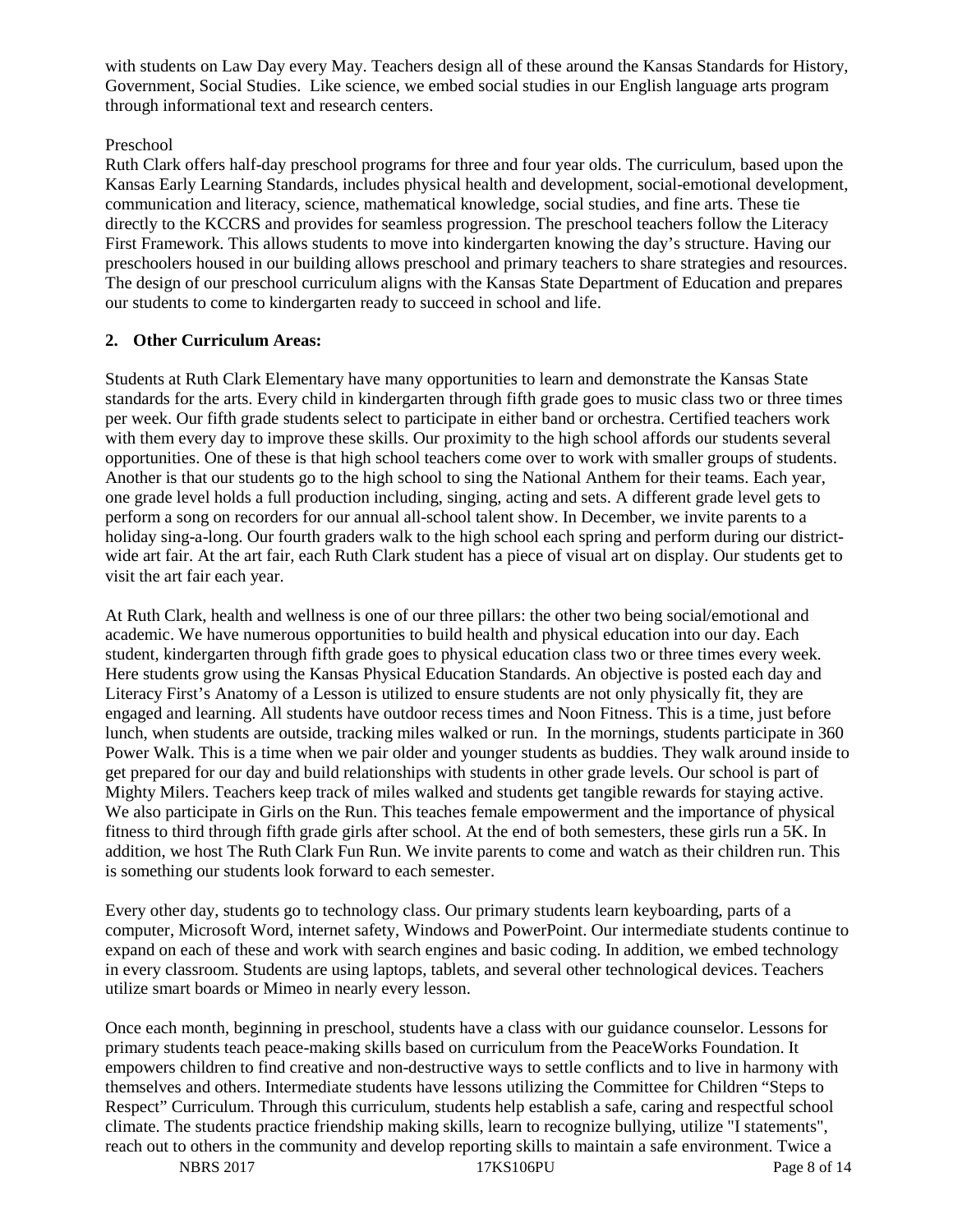with students on Law Day every May. Teachers design all of these around the Kansas Standards for History, Government, Social Studies. Like science, we embed social studies in our English language arts program through informational text and research centers.

Preschool

Ruth Clark offers half-day preschool programs for three and four year olds. The curriculum, based upon the Kansas Early Learning Standards, includes physical health and development, social-emotional development, communication and literacy, science, mathematical knowledge, social studies, and fine arts. These tie directly to the KCCRS and provides for seamless progression. The preschool teachers follow the Literacy First Framework. This allows students to move into kindergarten knowing the day's structure. Having our preschoolers housed in our building allows preschool and primary teachers to share strategies and resources. The design of our preschool curriculum aligns with the Kansas State Department of Education and prepares our students to come to kindergarten ready to succeed in school and life.

**2. Other Curriculum Areas:**

Students at Ruth Clark Elementary have many opportunities to learn and demonstrate the Kansas State standards for the arts. Every child in kindergarten through fifth grade goes to music class two or three times per week. Our fifth grade students select to participate in either band or orchestra. Certified teachers work with them every day to improve these skills. Our proximity to the high school affords our students several opportunities. One of these is that high school teachers come over to work with smaller groups of students. Another is that our students go to the high school to sing the National Anthem for their teams. Each year, one grade level holds a full production including, singing, acting and sets. A different grade level gets to perform a song on recorders for our annual all-school talent show. In December, we invite parents to a holiday sing-a-long. Our fourth graders walk to the high school each spring and perform during our district-wide art fair. At the art fair, each Ruth Clark student has a piece of visual art on display. Our students get to visit the art fair each year.

At Ruth Clark, health and wellness is one of our three pillars: the other two being social/emotional and academic. We have numerous opportunities to build health and physical education into our day. Each student, kindergarten through fifth grade goes to physical education class two or three times every week. Here students grow using the Kansas Physical Education Standards. An objective is posted each day and Literacy First's Anatomy of a Lesson is utilized to ensure students are not only physically fit, they are engaged and learning. All students have outdoor recess times and Noon Fitness. This is a time, just before lunch, when students are outside, tracking miles walked or run. In the mornings, students participate in 360 Power Walk. This is a time when we pair older and younger students as buddies. They walk around inside to get prepared for our day and build relationships with students in other grade levels. Our school is part of Mighty Milers. Teachers keep track of miles walked and students get tangible rewards for staying active. We also participate in Girls on the Run. This teaches female empowerment and the importance of physical fitness to third through fifth grade girls after school. At the end of both semesters, these girls run a 5K. In addition, we host The Ruth Clark Fun Run. We invite parents to come and watch as their children run. This is something our students look forward to each semester.

Every other day, students go to technology class. Our primary students learn keyboarding, parts of a computer, Microsoft Word, internet safety, Windows and PowerPoint. Our intermediate students continue to expand on each of these and work with search engines and basic coding. In addition, we embed technology in every classroom. Students are using laptops, tablets, and several other technological devices. Teachers utilize smart boards or Mimeo in nearly every lesson.

Once each month, beginning in preschool, students have a class with our guidance counselor. Lessons for primary students teach peace-making skills based on curriculum from the PeaceWorks Foundation. It empowers children to find creative and non-destructive ways to settle conflicts and to live in harmony with themselves and others. Intermediate students have lessons utilizing the Committee for Children "Steps to Respect" Curriculum. Through this curriculum, students help establish a safe, caring and respectful school climate. The students practice friendship making skills, learn to recognize bullying, utilize "I statements", reach out to others in the community and develop reporting skills to maintain a safe environment. Twice a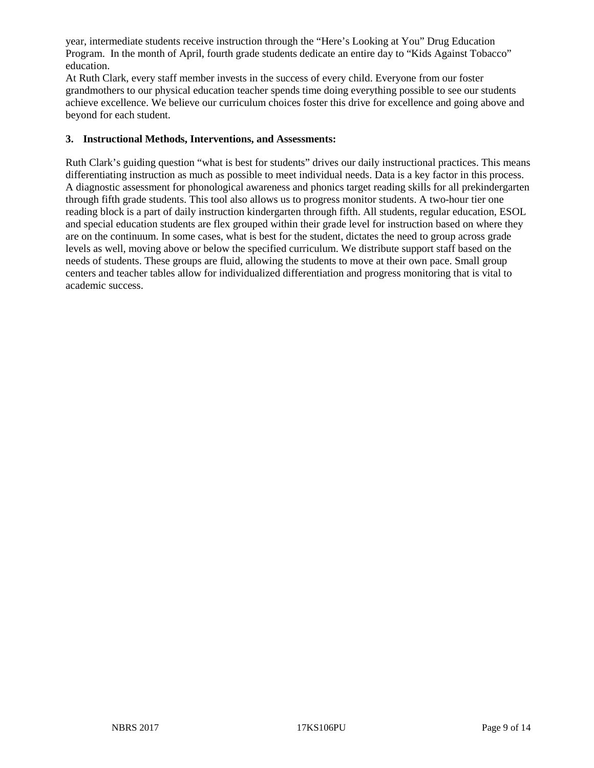year, intermediate students receive instruction through the "Here's Looking at You" Drug Education Program. In the month of April, fourth grade students dedicate an entire day to "Kids Against Tobacco" education.

At Ruth Clark, every staff member invests in the success of every child. Everyone from our foster grandmothers to our physical education teacher spends time doing everything possible to see our students achieve excellence. We believe our curriculum choices foster this drive for excellence and going above and beyond for each student.

### 3. Instructional Methods, Interventions, and Assessments:

Ruth Clark's guiding question "what is best for students" drives our daily instructional practices. This means differentiating instruction as much as possible to meet individual needs. Data is a key factor in this process. A diagnostic assessment for phonological awareness and phonics target reading skills for all prekindergarten through fifth grade students. This tool also allows us to progress monitor students. A two-hour tier one reading block is a part of daily instruction kindergarten through fifth. All students, regular education, ESOL and special education students are flex grouped within their grade level for instruction based on where they are on the continuum. In some cases, what is best for the student, dictates the need to group across grade levels as well, moving above or below the specified curriculum. We distribute support staff based on the needs of students. These groups are fluid, allowing the students to move at their own pace. Small group centers and teacher tables allow for individualized differentiation and progress monitoring that is vital to academic success.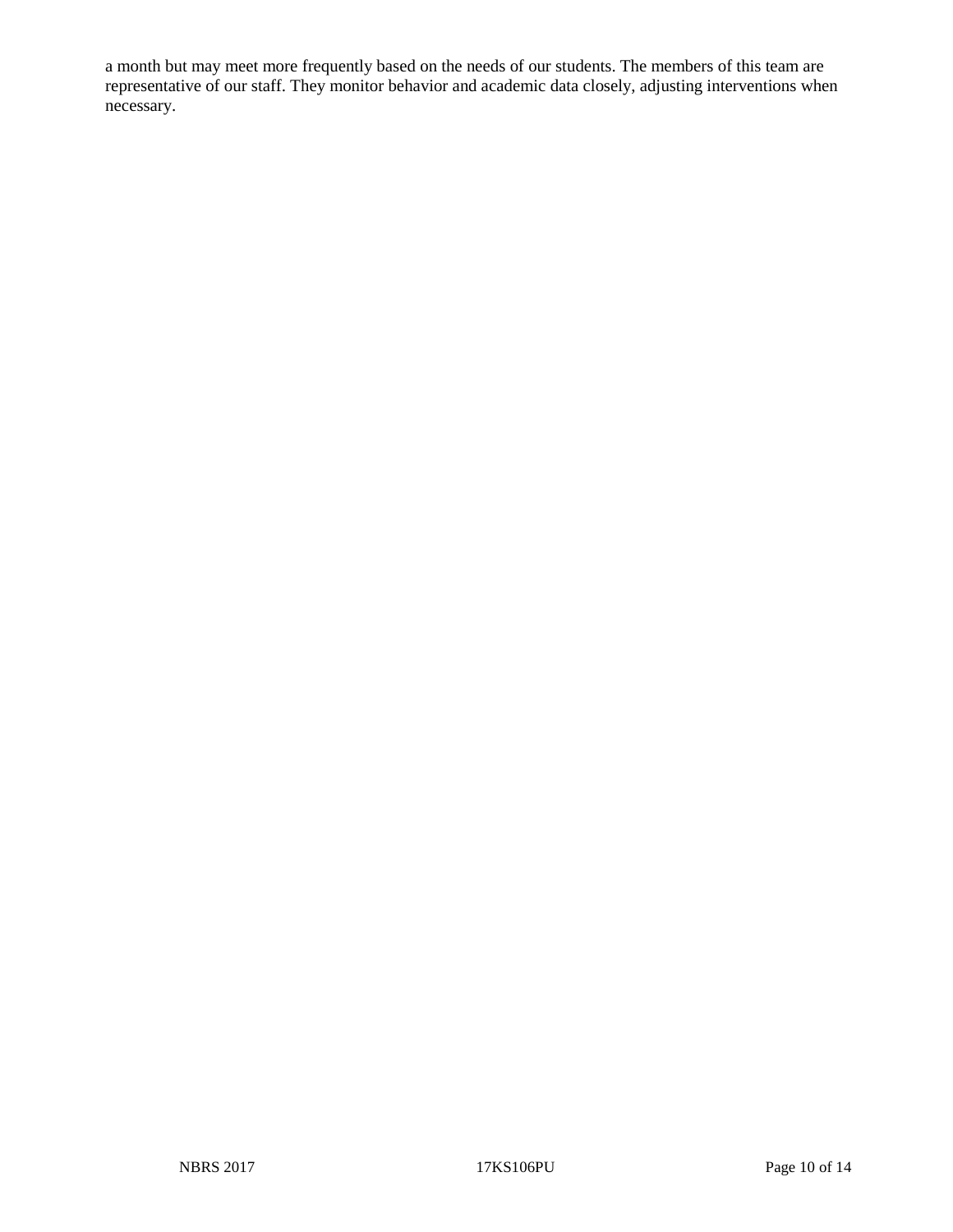a month but may meet more frequently based on the needs of our students. The members of this team are representative of our staff. They monitor behavior and academic data closely, adjusting interventions when necessary.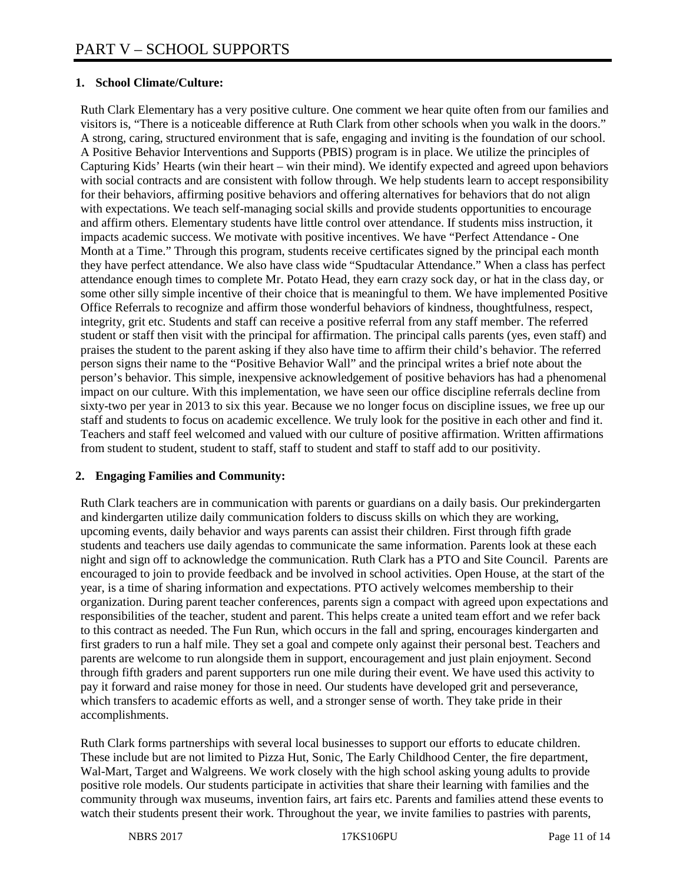# PART V – SCHOOL SUPPORTS

**1. School Climate/Culture:**

Ruth Clark Elementary has a very positive culture. One comment we hear quite often from our families and visitors is, "There is a noticeable difference at Ruth Clark from other schools when you walk in the doors." A strong, caring, structured environment that is safe, engaging and inviting is the foundation of our school. A Positive Behavior Interventions and Supports (PBIS) program is in place. We utilize the principles of Capturing Kids' Hearts (win their heart – win their mind). We identify expected and agreed upon behaviors with social contracts and are consistent with follow through. We help students learn to accept responsibility for their behaviors, affirming positive behaviors and offering alternatives for behaviors that do not align with expectations. We teach self-managing social skills and provide students opportunities to encourage and affirm others. Elementary students have little control over attendance. If students miss instruction, it impacts academic success. We motivate with positive incentives. We have "Perfect Attendance - One Month at a Time." Through this program, students receive certificates signed by the principal each month they have perfect attendance. We also have class wide "Spudtacular Attendance." When a class has perfect attendance enough times to complete Mr. Potato Head, they earn crazy sock day, or hat in the class day, or some other silly simple incentive of their choice that is meaningful to them. We have implemented Positive Office Referrals to recognize and affirm those wonderful behaviors of kindness, thoughtfulness, respect, integrity, grit etc. Students and staff can receive a positive referral from any staff member. The referred student or staff then visit with the principal for affirmation. The principal calls parents (yes, even staff) and praises the student to the parent asking if they also have time to affirm their child's behavior. The referred person signs their name to the "Positive Behavior Wall" and the principal writes a brief note about the person's behavior. This simple, inexpensive acknowledgement of positive behaviors has had a phenomenal impact on our culture. With this implementation, we have seen our office discipline referrals decline from sixty-two per year in 2013 to six this year. Because we no longer focus on discipline issues, we free up our staff and students to focus on academic excellence. We truly look for the positive in each other and find it. Teachers and staff feel welcomed and valued with our culture of positive affirmation. Written affirmations from student to student, student to staff, staff to student and staff to staff add to our positivity.

**2. Engaging Families and Community:**

Ruth Clark teachers are in communication with parents or guardians on a daily basis. Our prekindergarten and kindergarten utilize daily communication folders to discuss skills on which they are working, upcoming events, daily behavior and ways parents can assist their children. First through fifth grade students and teachers use daily agendas to communicate the same information. Parents look at these each night and sign off to acknowledge the communication. Ruth Clark has a PTO and Site Council. Parents are encouraged to join to provide feedback and be involved in school activities. Open House, at the start of the year, is a time of sharing information and expectations. PTO actively welcomes membership to their organization. During parent teacher conferences, parents sign a compact with agreed upon expectations and responsibilities of the teacher, student and parent. This helps create a united team effort and we refer back to this contract as needed. The Fun Run, which occurs in the fall and spring, encourages kindergarten and first graders to run a half mile. They set a goal and compete only against their personal best. Teachers and parents are welcome to run alongside them in support, encouragement and just plain enjoyment. Second through fifth graders and parent supporters run one mile during their event. We have used this activity to pay it forward and raise money for those in need. Our students have developed grit and perseverance, which transfers to academic efforts as well, and a stronger sense of worth. They take pride in their accomplishments.

Ruth Clark forms partnerships with several local businesses to support our efforts to educate children. These include but are not limited to Pizza Hut, Sonic, The Early Childhood Center, the fire department, Wal-Mart, Target and Walgreens. We work closely with the high school asking young adults to provide positive role models. Our students participate in activities that share their learning with families and the community through wax museums, invention fairs, art fairs etc. Parents and families attend these events to watch their students present their work. Throughout the year, we invite families to pastries with parents,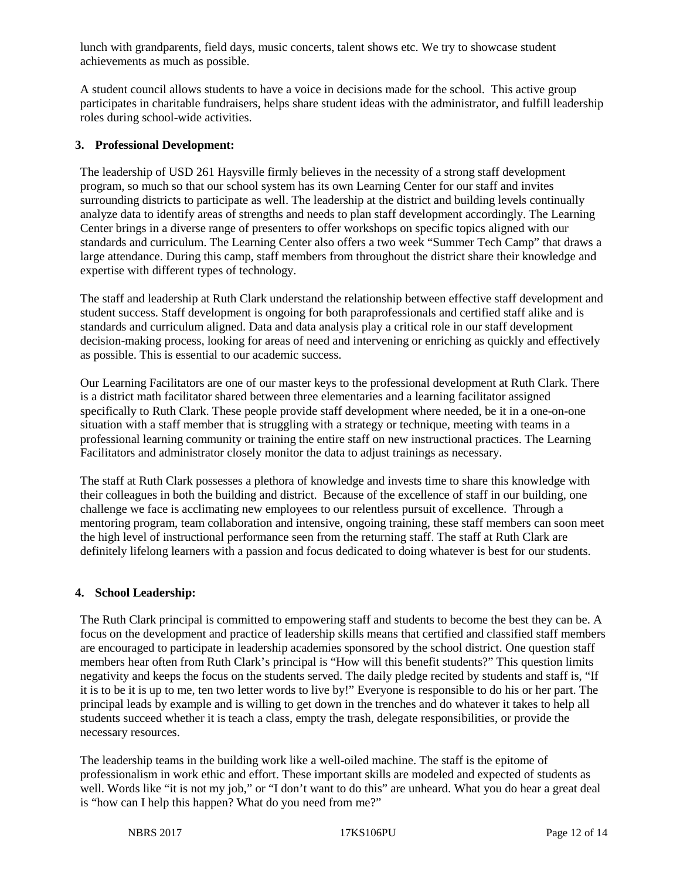lunch with grandparents, field days, music concerts, talent shows etc. We try to showcase student achievements as much as possible.

A student council allows students to have a voice in decisions made for the school. This active group participates in charitable fundraisers, helps share student ideas with the administrator, and fulfill leadership roles during school-wide activities.

**3. Professional Development:**

The leadership of USD 261 Haysville firmly believes in the necessity of a strong staff development program, so much so that our school system has its own Learning Center for our staff and invites surrounding districts to participate as well. The leadership at the district and building levels continually analyze data to identify areas of strengths and needs to plan staff development accordingly. The Learning Center brings in a diverse range of presenters to offer workshops on specific topics aligned with our standards and curriculum. The Learning Center also offers a two week "Summer Tech Camp" that draws a large attendance. During this camp, staff members from throughout the district share their knowledge and expertise with different types of technology.

The staff and leadership at Ruth Clark understand the relationship between effective staff development and student success. Staff development is ongoing for both paraprofessionals and certified staff alike and is standards and curriculum aligned. Data and data analysis play a critical role in our staff development decision-making process, looking for areas of need and intervening or enriching as quickly and effectively as possible. This is essential to our academic success.

Our Learning Facilitators are one of our master keys to the professional development at Ruth Clark. There is a district math facilitator shared between three elementaries and a learning facilitator assigned specifically to Ruth Clark. These people provide staff development where needed, be it in a one-on-one situation with a staff member that is struggling with a strategy or technique, meeting with teams in a professional learning community or training the entire staff on new instructional practices. The Learning Facilitators and administrator closely monitor the data to adjust trainings as necessary.

The staff at Ruth Clark possesses a plethora of knowledge and invests time to share this knowledge with their colleagues in both the building and district. Because of the excellence of staff in our building, one challenge we face is acclimating new employees to our relentless pursuit of excellence. Through a mentoring program, team collaboration and intensive, ongoing training, these staff members can soon meet the high level of instructional performance seen from the returning staff. The staff at Ruth Clark are definitely lifelong learners with a passion and focus dedicated to doing whatever is best for our students.

**4. School Leadership:**

The Ruth Clark principal is committed to empowering staff and students to become the best they can be. A focus on the development and practice of leadership skills means that certified and classified staff members are encouraged to participate in leadership academies sponsored by the school district. One question staff members hear often from Ruth Clark's principal is "How will this benefit students?" This question limits negativity and keeps the focus on the students served. The daily pledge recited by students and staff is, "If it is to be it is up to me, ten two letter words to live by!" Everyone is responsible to do his or her part. The principal leads by example and is willing to get down in the trenches and do whatever it takes to help all students succeed whether it is teach a class, empty the trash, delegate responsibilities, or provide the necessary resources.

The leadership teams in the building work like a well-oiled machine. The staff is the epitome of professionalism in work ethic and effort. These important skills are modeled and expected of students as well. Words like "it is not my job," or "I don't want to do this" are unheard. What you do hear a great deal is "how can I help this happen? What do you need from me?"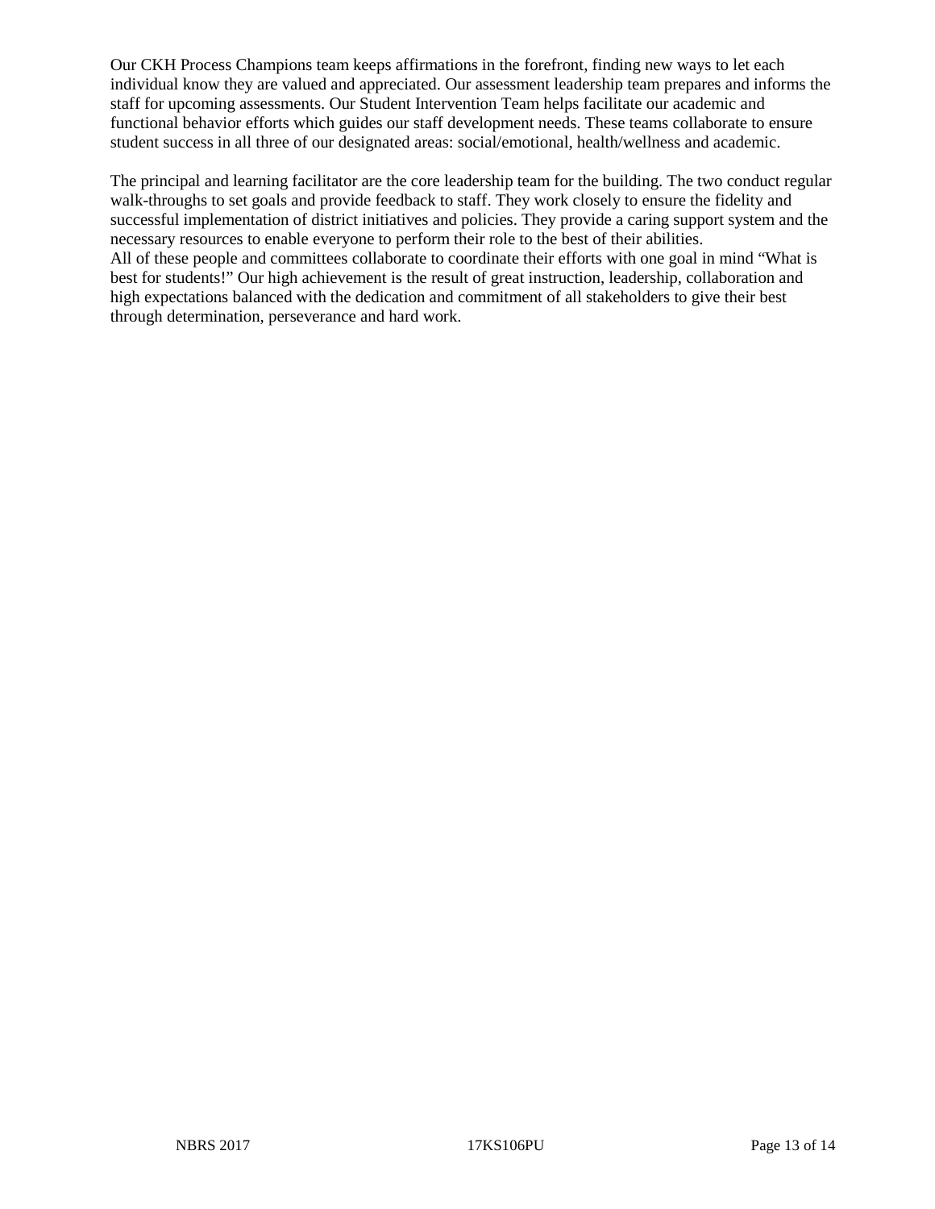Our CKH Process Champions team keeps affirmations in the forefront, finding new ways to let each individual know they are valued and appreciated. Our assessment leadership team prepares and informs the staff for upcoming assessments. Our Student Intervention Team helps facilitate our academic and functional behavior efforts which guides our staff development needs. These teams collaborate to ensure student success in all three of our designated areas: social/emotional, health/wellness and academic.

The principal and learning facilitator are the core leadership team for the building. The two conduct regular walk-throughs to set goals and provide feedback to staff. They work closely to ensure the fidelity and successful implementation of district initiatives and policies. They provide a caring support system and the necessary resources to enable everyone to perform their role to the best of their abilities.
All of these people and committees collaborate to coordinate their efforts with one goal in mind "What is best for students!" Our high achievement is the result of great instruction, leadership, collaboration and high expectations balanced with the dedication and commitment of all stakeholders to give their best through determination, perseverance and hard work.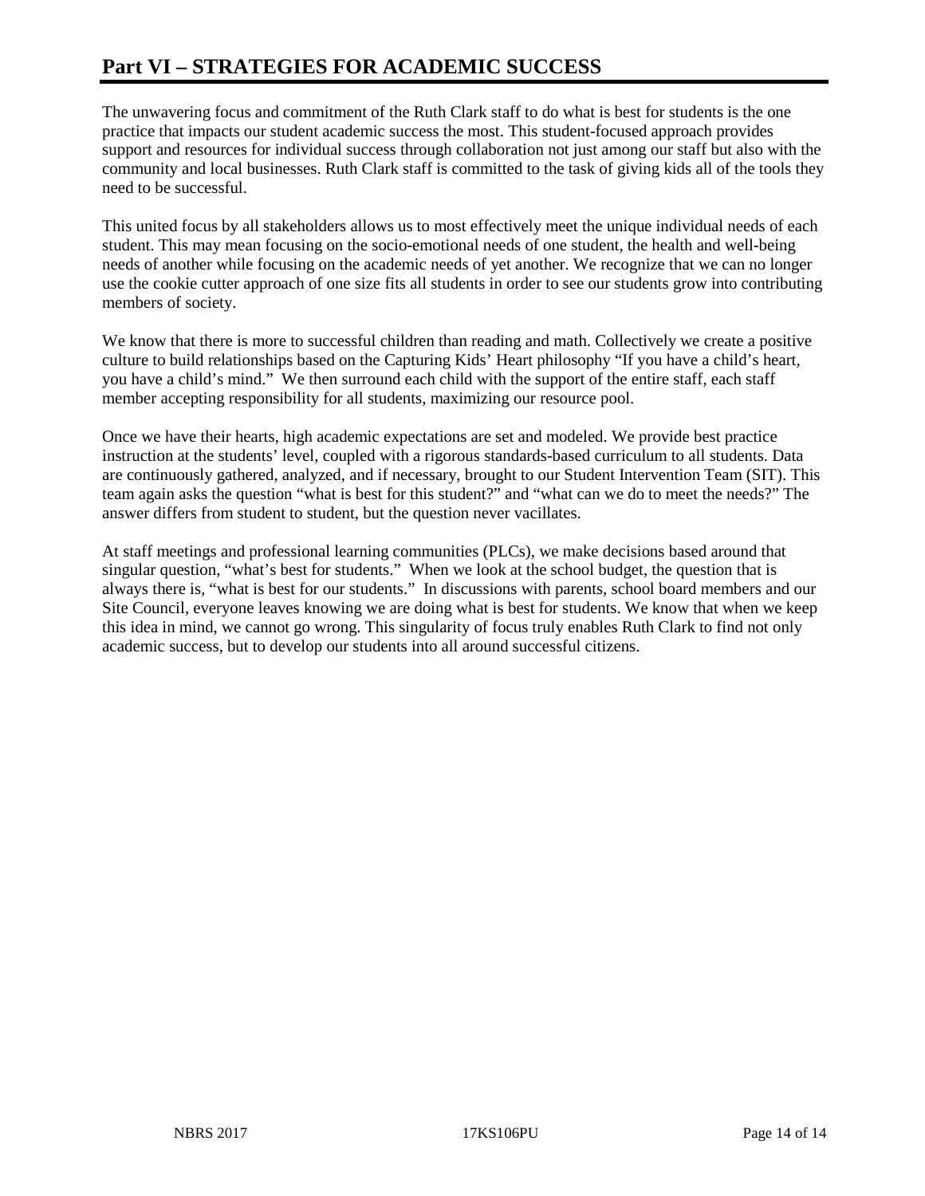# Part VI – STRATEGIES FOR ACADEMIC SUCCESS

The unwavering focus and commitment of the Ruth Clark staff to do what is best for students is the one practice that impacts our student academic success the most. This student-focused approach provides support and resources for individual success through collaboration not just among our staff but also with the community and local businesses. Ruth Clark staff is committed to the task of giving kids all of the tools they need to be successful.

This united focus by all stakeholders allows us to most effectively meet the unique individual needs of each student. This may mean focusing on the socio-emotional needs of one student, the health and well-being needs of another while focusing on the academic needs of yet another. We recognize that we can no longer use the cookie cutter approach of one size fits all students in order to see our students grow into contributing members of society.

We know that there is more to successful children than reading and math. Collectively we create a positive culture to build relationships based on the Capturing Kids' Heart philosophy "If you have a child's heart, you have a child's mind." We then surround each child with the support of the entire staff, each staff member accepting responsibility for all students, maximizing our resource pool.

Once we have their hearts, high academic expectations are set and modeled. We provide best practice instruction at the students' level, coupled with a rigorous standards-based curriculum to all students. Data are continuously gathered, analyzed, and if necessary, brought to our Student Intervention Team (SIT). This team again asks the question "what is best for this student?" and "what can we do to meet the needs?" The answer differs from student to student, but the question never vacillates.

At staff meetings and professional learning communities (PLCs), we make decisions based around that singular question, "what's best for students." When we look at the school budget, the question that is always there is, "what is best for our students." In discussions with parents, school board members and our Site Council, everyone leaves knowing we are doing what is best for students. We know that when we keep this idea in mind, we cannot go wrong. This singularity of focus truly enables Ruth Clark to find not only academic success, but to develop our students into all around successful citizens.